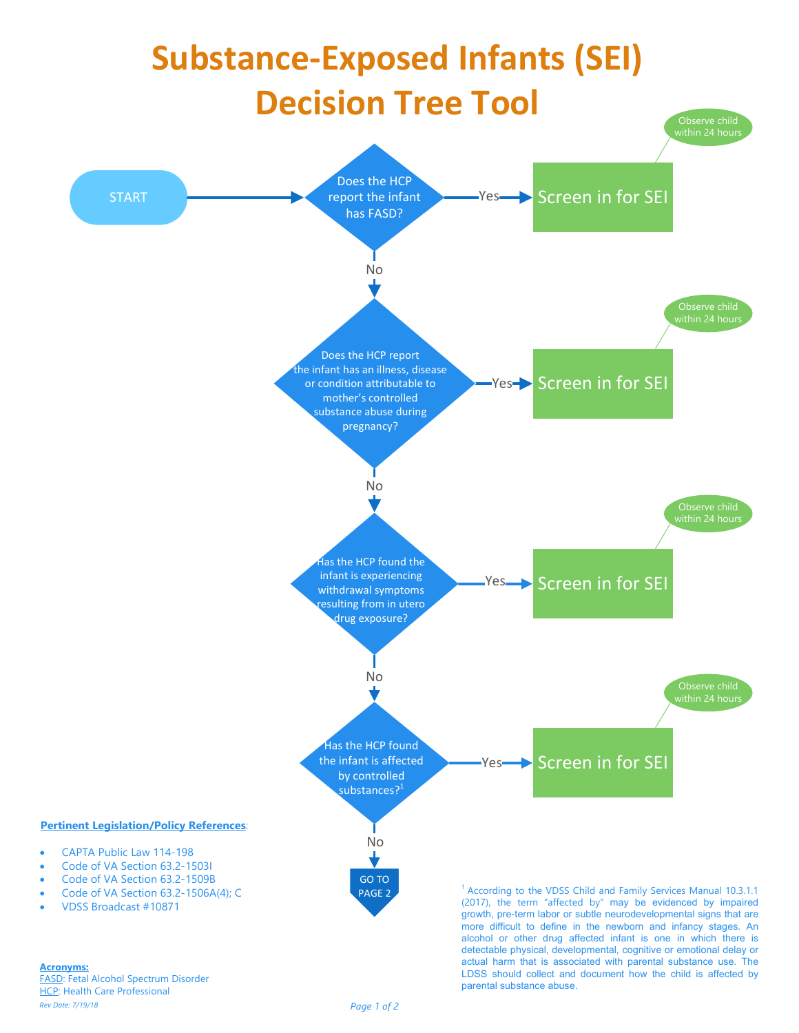# Substance-Exposed Infants (SEI) Decision Tree Tool

START

**Does the HCP report the infant has FASD?**
- Yes → **Screen in for SEI** (Observe child within 24 hours)
- No ↓

**Does the HCP report the infant has an illness, disease or condition attributable to mother's controlled substance abuse during pregnancy?**
- Yes → **Screen in for SEI** (Observe child within 24 hours)
- No ↓

**Has the HCP found the infant is experiencing withdrawal symptoms resulting from in utero drug exposure?**
- Yes → **Screen in for SEI** (Observe child within 24 hours)
- No ↓

**Has the HCP found the infant is affected by controlled substances?[1]**
- Yes → **Screen in for SEI** (Observe child within 24 hours)
- No ↓

GO TO PAGE 2

**Pertinent Legislation/Policy References**:

- CAPTA Public Law 114-198
- Code of VA Section 63.2-1503I
- Code of VA Section 63.2-1509B
- Code of VA Section 63.2-1506A(4); C
- VDSS Broadcast #10871

[1] According to the VDSS Child and Family Services Manual 10.3.1.1 (2017), the term "affected by" may be evidenced by impaired growth, pre-term labor or subtle neurodevelopmental signs that are more difficult to define in the newborn and infancy stages. An alcohol or other drug affected infant is one in which there is detectable physical, developmental, cognitive or emotional delay or actual harm that is associated with parental substance use. The LDSS should collect and document how the child is affected by parental substance abuse.

**Acronyms:**

FASD: Fetal Alcohol Spectrum Disorder

HCP: Health Care Professional

*Rev Date: 7/19/18*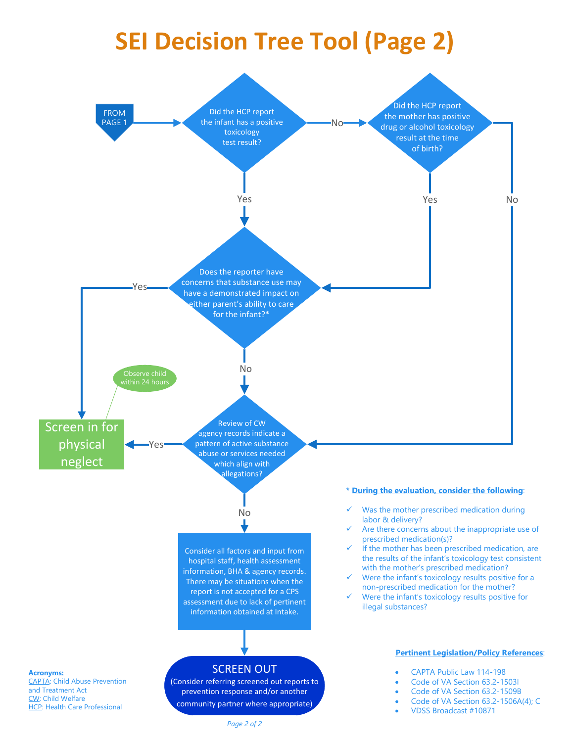# SEI Decision Tree Tool (Page 2)

FROM PAGE 1

Did the HCP report the infant has a positive toxicology test result?

No

Did the HCP report the mother has positive drug or alcohol toxicology result at the time of birth?

Yes

Yes

No

Does the reporter have concerns that substance use may have a demonstrated impact on either parent's ability to care for the infant?*

Yes

No

Observe child within 24 hours

Screen in for physical neglect

Yes

Review of CW agency records indicate a pattern of active substance abuse or services needed which align with allegations?

No

Consider all factors and input from hospital staff, health assessment information, BHA & agency records. There may be situations when the report is not accepted for a CPS assessment due to lack of pertinent information obtained at Intake.

SCREEN OUT
(Consider referring screened out reports to prevention response and/or another community partner where appropriate)

**\* During the evaluation, consider the following**:

- ✓ Was the mother prescribed medication during labor & delivery?
- ✓ Are there concerns about the inappropriate use of prescribed medication(s)?
- ✓ If the mother has been prescribed medication, are the results of the infant's toxicology test consistent with the mother's prescribed medication?
- ✓ Were the infant's toxicology results positive for a non-prescribed medication for the mother?
- ✓ Were the infant's toxicology results positive for illegal substances?

**Pertinent Legislation/Policy References**:

- CAPTA Public Law 114-198
- Code of VA Section 63.2-1503I
- Code of VA Section 63.2-1509B
- Code of VA Section 63.2-1506A(4); C
- VDSS Broadcast #10871

**Acronyms:**
CAPTA: Child Abuse Prevention and Treatment Act
CW: Child Welfare
HCP: Health Care Professional